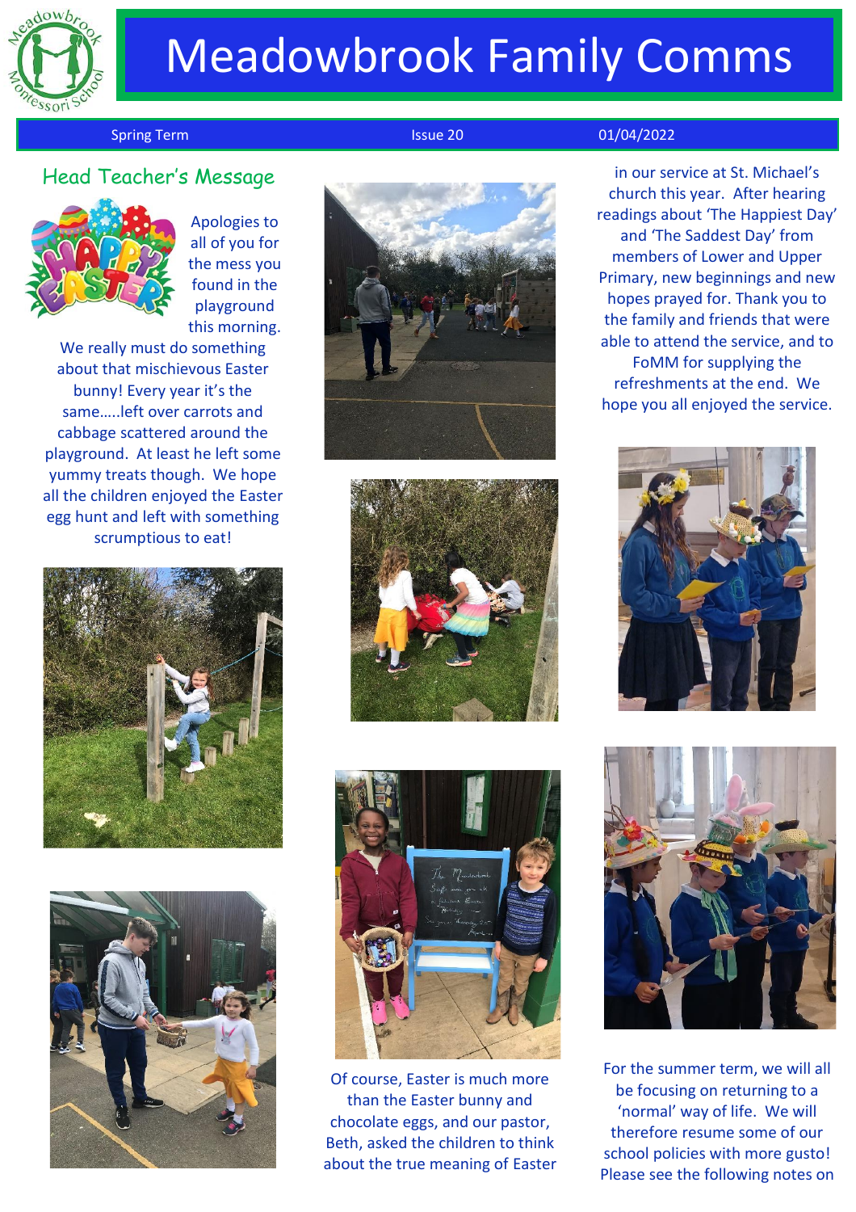# Meadowbrook Family Comms

Spring Term | Issue 20 | 01/04/2022

## Head Teacher's Message

Apologies to all of you for the mess you found in the playground this morning. We really must do something about that mischievous Easter bunny! Every year it's the same…..left over carrots and cabbage scattered around the playground. At least he left some yummy treats though. We hope all the children enjoyed the Easter egg hunt and left with something scrumptious to eat!

Of course, Easter is much more than the Easter bunny and chocolate eggs, and our pastor, Beth, asked the children to think about the true meaning of Easter in our service at St. Michael's church this year. After hearing readings about 'The Happiest Day' and 'The Saddest Day' from members of Lower and Upper Primary, new beginnings and new hopes prayed for. Thank you to the family and friends that were able to attend the service, and to FoMM for supplying the refreshments at the end. We hope you all enjoyed the service.

For the summer term, we will all be focusing on returning to a 'normal' way of life. We will therefore resume some of our school policies with more gusto! Please see the following notes on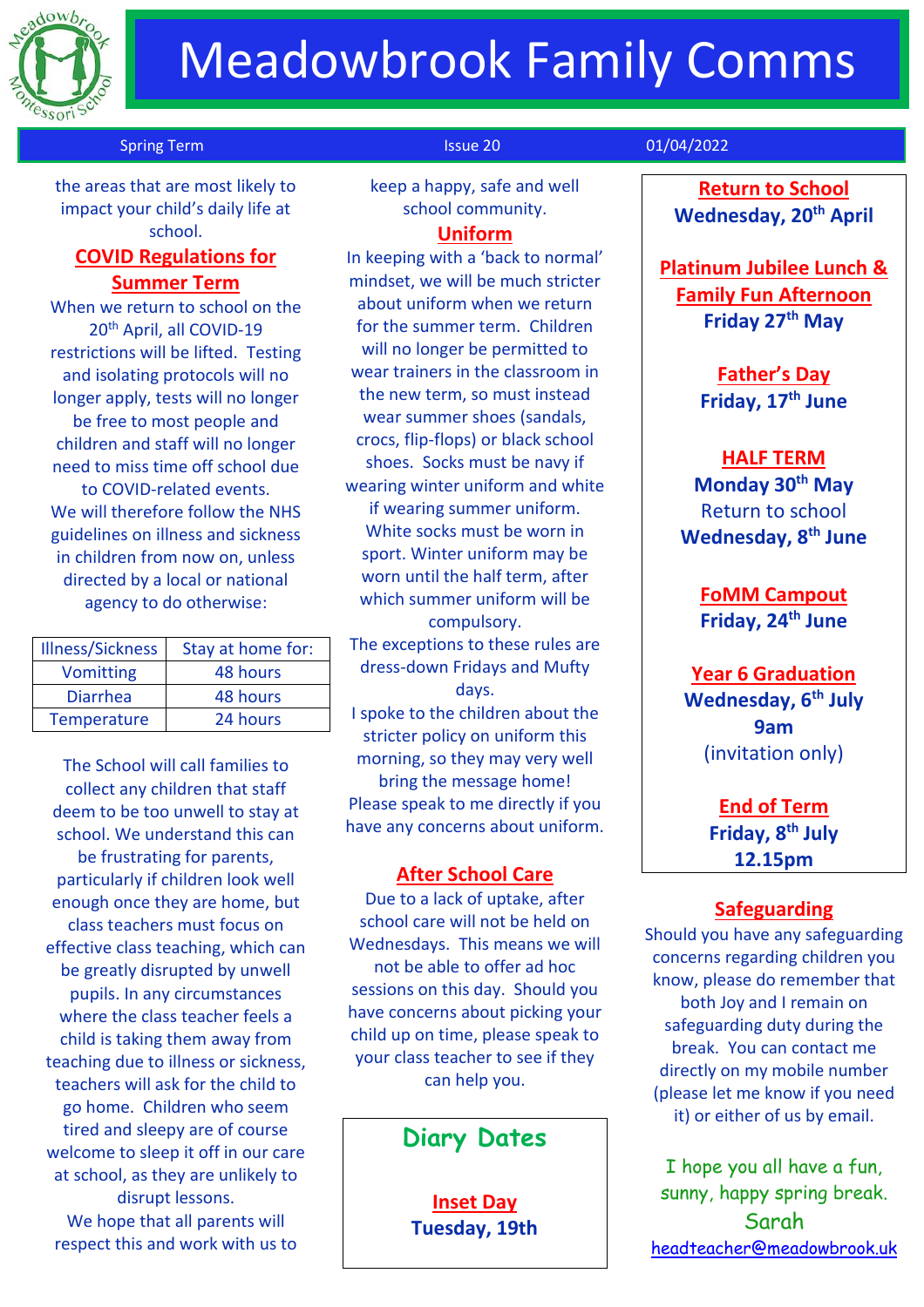# Meadowbrook Family Comms

Spring Term | Issue 20 | 01/04/2022

the areas that are most likely to impact your child's daily life at school.

## COVID Regulations for Summer Term

When we return to school on the 20th April, all COVID-19 restrictions will be lifted. Testing and isolating protocols will no longer apply, tests will no longer be free to most people and children and staff will no longer need to miss time off school due to COVID-related events.

We will therefore follow the NHS guidelines on illness and sickness in children from now on, unless directed by a local or national agency to do otherwise:

| Illness/Sickness | Stay at home for: |
|---|---|
| Vomitting | 48 hours |
| Diarrhea | 48 hours |
| Temperature | 24 hours |

The School will call families to collect any children that staff deem to be too unwell to stay at school. We understand this can be frustrating for parents, particularly if children look well enough once they are home, but class teachers must focus on effective class teaching, which can be greatly disrupted by unwell pupils. In any circumstances where the class teacher feels a child is taking them away from teaching due to illness or sickness, teachers will ask for the child to go home. Children who seem tired and sleepy are of course welcome to sleep it off in our care at school, as they are unlikely to disrupt lessons.

We hope that all parents will respect this and work with us to keep a happy, safe and well school community.

## Uniform

In keeping with a 'back to normal' mindset, we will be much stricter about uniform when we return for the summer term. Children will no longer be permitted to wear trainers in the classroom in the new term, so must instead wear summer shoes (sandals, crocs, flip-flops) or black school shoes. Socks must be navy if wearing winter uniform and white if wearing summer uniform. White socks must be worn in sport. Winter uniform may be worn until the half term, after which summer uniform will be compulsory.

The exceptions to these rules are dress-down Fridays and Mufty days.

I spoke to the children about the stricter policy on uniform this morning, so they may very well bring the message home!

Please speak to me directly if you have any concerns about uniform.

## After School Care

Due to a lack of uptake, after school care will not be held on Wednesdays. This means we will not be able to offer ad hoc sessions on this day. Should you have concerns about picking your child up on time, please speak to your class teacher to see if they can help you.

## Diary Dates

**Inset Day**
**Tuesday, 19th**

**Return to School**
**Wednesday, 20th April**

**Platinum Jubilee Lunch & Family Fun Afternoon**
**Friday 27th May**

**Father's Day**
**Friday, 17th June**

**HALF TERM**
**Monday 30th May**
Return to school
**Wednesday, 8th June**

**FoMM Campout**
**Friday, 24th June**

**Year 6 Graduation**
**Wednesday, 6th July**
**9am**
(invitation only)

**End of Term**
**Friday, 8th July**
**12.15pm**

## Safeguarding

Should you have any safeguarding concerns regarding children you know, please do remember that both Joy and I remain on safeguarding duty during the break. You can contact me directly on my mobile number (please let me know if you need it) or either of us by email.

I hope you all have a fun, sunny, happy spring break.

Sarah

headteacher@meadowbrook.uk